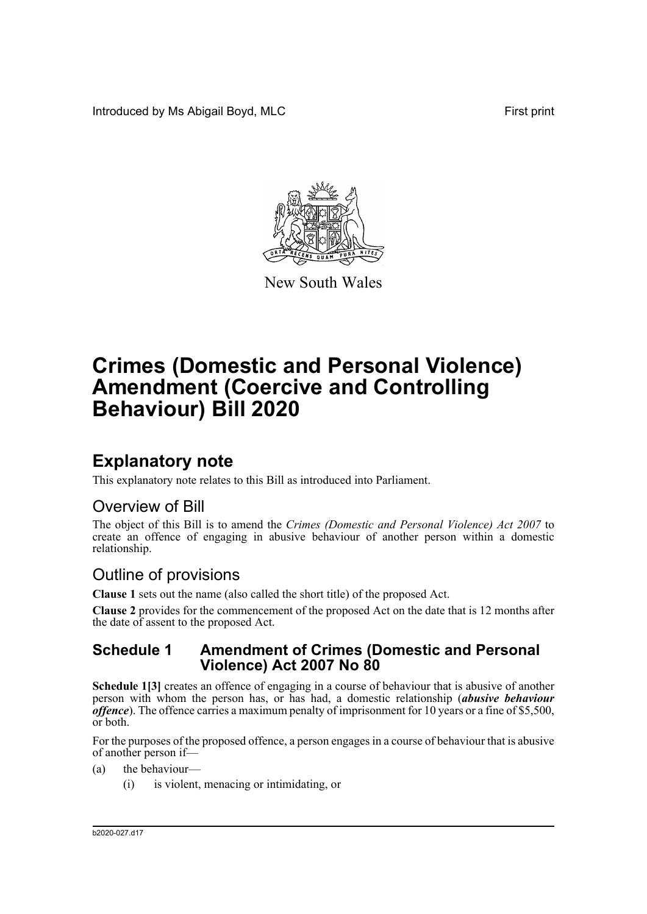Introduced by Ms Abigail Boyd, MLC First print

New South Wales

# Crimes (Domestic and Personal Violence) Amendment (Coercive and Controlling Behaviour) Bill 2020

## Explanatory note

This explanatory note relates to this Bill as introduced into Parliament.

### Overview of Bill

The object of this Bill is to amend the *Crimes (Domestic and Personal Violence) Act 2007* to create an offence of engaging in abusive behaviour of another person within a domestic relationship.

### Outline of provisions

**Clause 1** sets out the name (also called the short title) of the proposed Act.

**Clause 2** provides for the commencement of the proposed Act on the date that is 12 months after the date of assent to the proposed Act.

### Schedule 1 Amendment of Crimes (Domestic and Personal Violence) Act 2007 No 80

**Schedule 1[3]** creates an offence of engaging in a course of behaviour that is abusive of another person with whom the person has, or has had, a domestic relationship (***abusive behaviour offence***). The offence carries a maximum penalty of imprisonment for 10 years or a fine of $5,500, or both.

For the purposes of the proposed offence, a person engages in a course of behaviour that is abusive of another person if—

(a) the behaviour—

(i) is violent, menacing or intimidating, or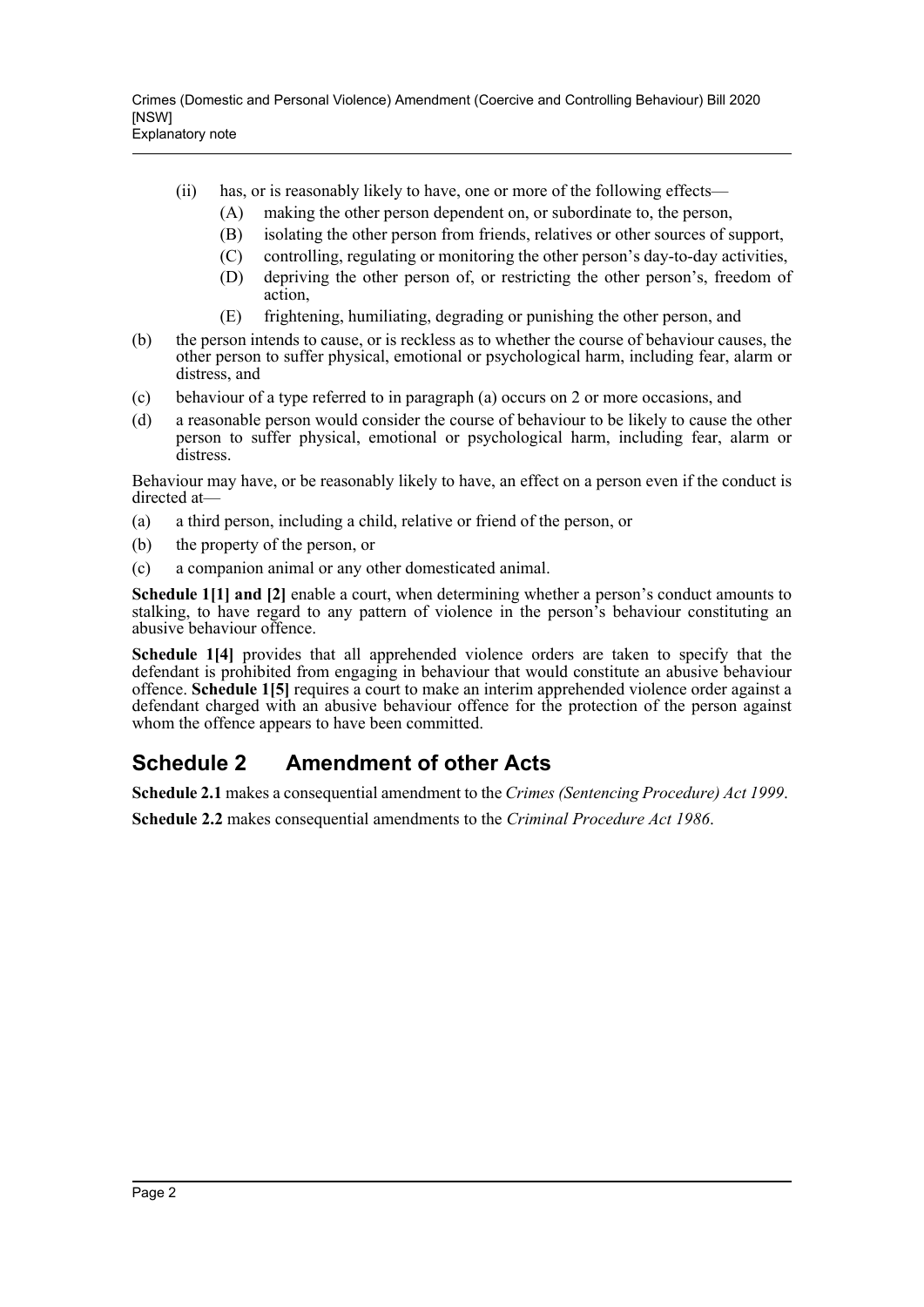- (ii) has, or is reasonably likely to have, one or more of the following effects—
  - (A) making the other person dependent on, or subordinate to, the person,
  - (B) isolating the other person from friends, relatives or other sources of support,
  - (C) controlling, regulating or monitoring the other person's day-to-day activities,
  - (D) depriving the other person of, or restricting the other person's, freedom of action,
  - (E) frightening, humiliating, degrading or punishing the other person, and
- (b) the person intends to cause, or is reckless as to whether the course of behaviour causes, the other person to suffer physical, emotional or psychological harm, including fear, alarm or distress, and
- (c) behaviour of a type referred to in paragraph (a) occurs on 2 or more occasions, and
- (d) a reasonable person would consider the course of behaviour to be likely to cause the other person to suffer physical, emotional or psychological harm, including fear, alarm or distress.

Behaviour may have, or be reasonably likely to have, an effect on a person even if the conduct is directed at—

- (a) a third person, including a child, relative or friend of the person, or
- (b) the property of the person, or
- (c) a companion animal or any other domesticated animal.

**Schedule 1[1] and [2]** enable a court, when determining whether a person's conduct amounts to stalking, to have regard to any pattern of violence in the person's behaviour constituting an abusive behaviour offence.

**Schedule 1[4]** provides that all apprehended violence orders are taken to specify that the defendant is prohibited from engaging in behaviour that would constitute an abusive behaviour offence. **Schedule 1[5]** requires a court to make an interim apprehended violence order against a defendant charged with an abusive behaviour offence for the protection of the person against whom the offence appears to have been committed.

## Schedule 2 Amendment of other Acts

**Schedule 2.1** makes a consequential amendment to the *Crimes (Sentencing Procedure) Act 1999*.

**Schedule 2.2** makes consequential amendments to the *Criminal Procedure Act 1986*.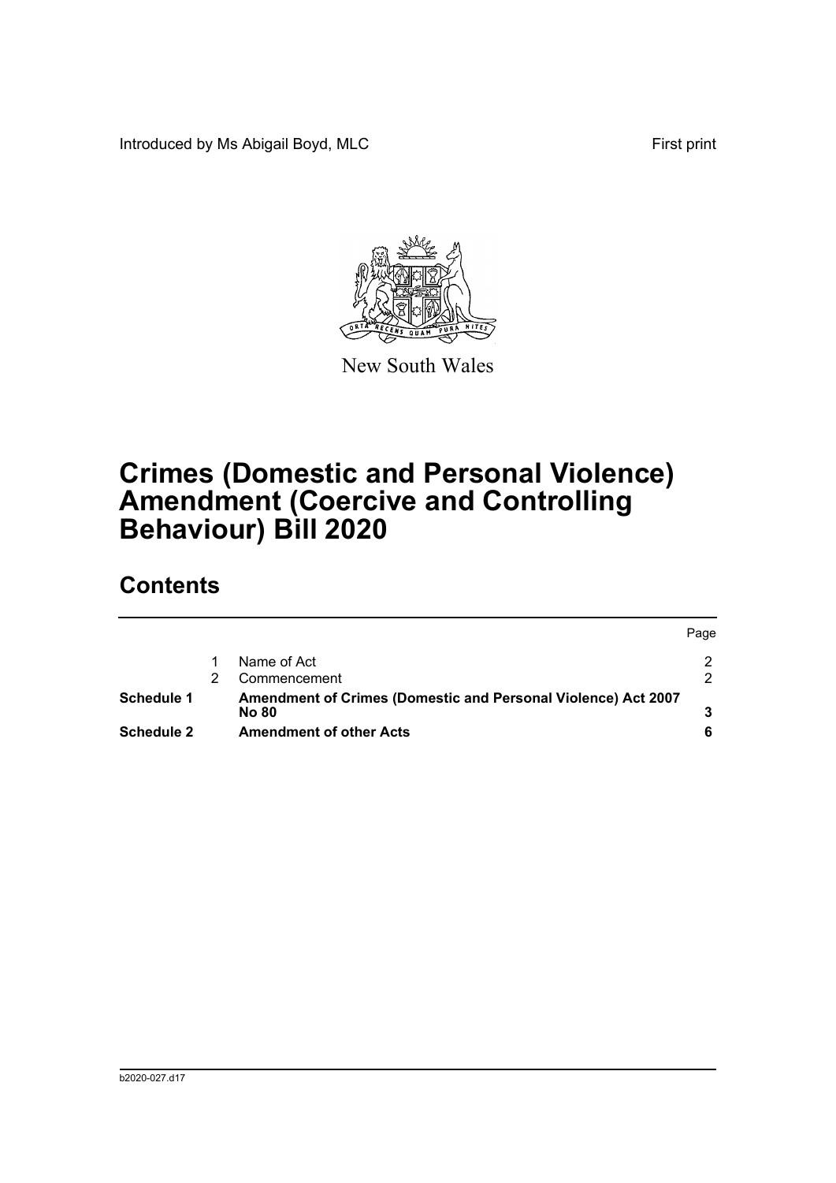Introduced by Ms Abigail Boyd, MLC

First print

New South Wales

# Crimes (Domestic and Personal Violence) Amendment (Coercive and Controlling Behaviour) Bill 2020

## Contents

| | | | Page |
|---|---|---|---|
| | 1 | Name of Act | 2 |
| | 2 | Commencement | 2 |
| **Schedule 1** | | **Amendment of Crimes (Domestic and Personal Violence) Act 2007 No 80** | **3** |
| **Schedule 2** | | **Amendment of other Acts** | **6** |

b2020-027.d17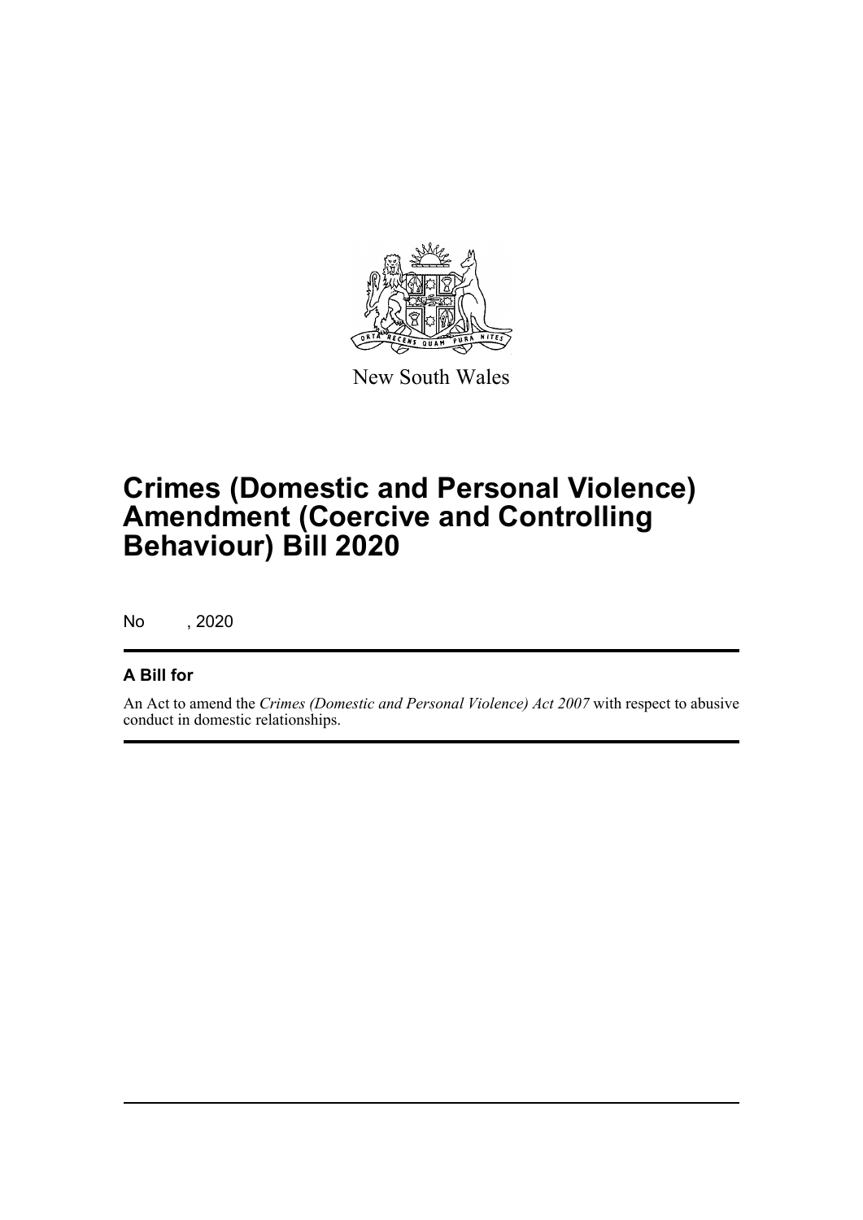New South Wales

# Crimes (Domestic and Personal Violence) Amendment (Coercive and Controlling Behaviour) Bill 2020

No , 2020

## A Bill for

An Act to amend the *Crimes (Domestic and Personal Violence) Act 2007* with respect to abusive conduct in domestic relationships.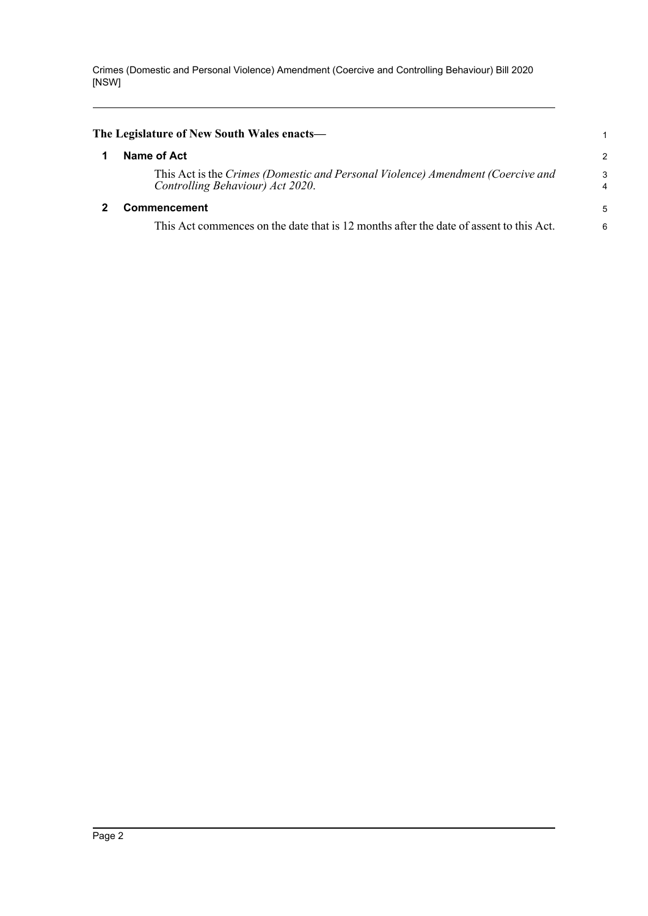**The Legislature of New South Wales enacts—**

## 1 Name of Act

This Act is the *Crimes (Domestic and Personal Violence) Amendment (Coercive and Controlling Behaviour) Act 2020*.

## 2 Commencement

This Act commences on the date that is 12 months after the date of assent to this Act.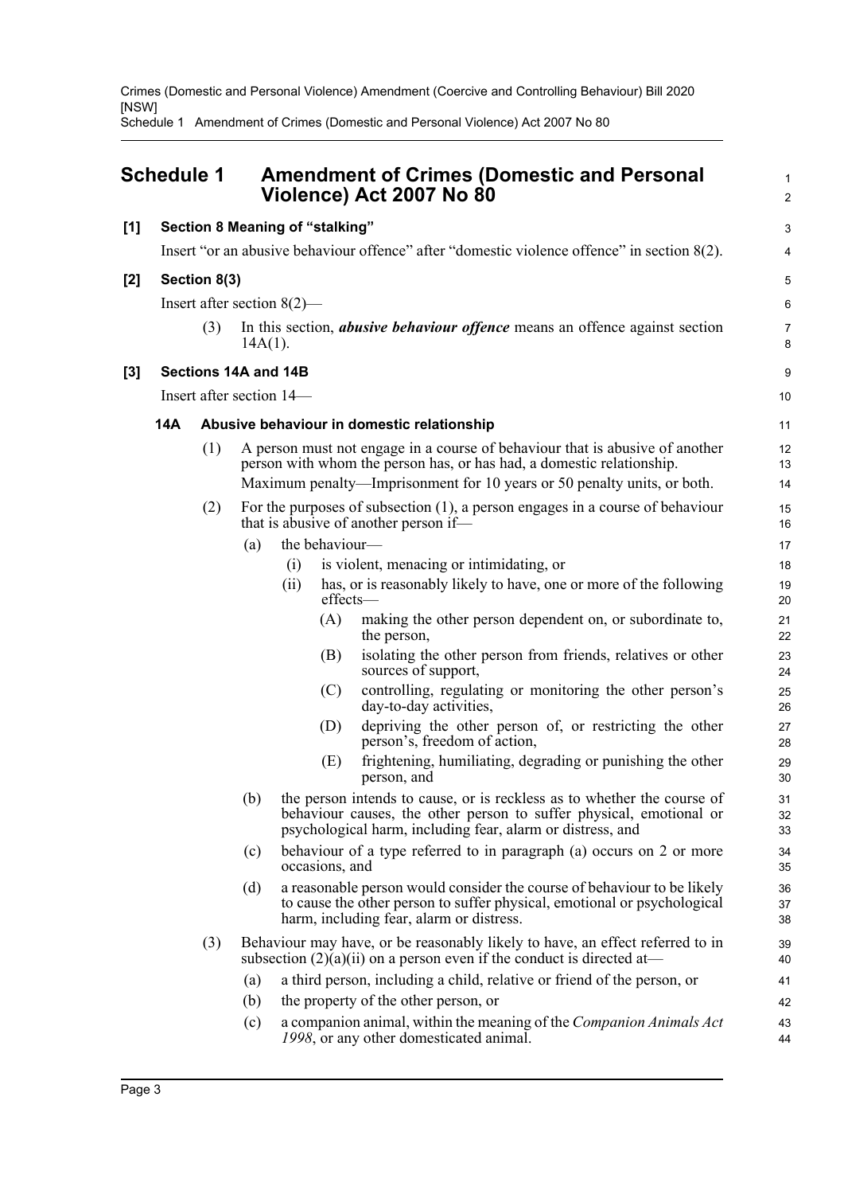# Schedule 1 Amendment of Crimes (Domestic and Personal Violence) Act 2007 No 80

**[1] Section 8 Meaning of "stalking"**

Insert "or an abusive behaviour offence" after "domestic violence offence" in section 8(2).

**[2] Section 8(3)**

Insert after section 8(2)—

(3) In this section, ***abusive behaviour offence*** means an offence against section 14A(1).

**[3] Sections 14A and 14B**

Insert after section 14—

**14A Abusive behaviour in domestic relationship**

(1) A person must not engage in a course of behaviour that is abusive of another person with whom the person has, or has had, a domestic relationship.

Maximum penalty—Imprisonment for 10 years or 50 penalty units, or both.

(2) For the purposes of subsection (1), a person engages in a course of behaviour that is abusive of another person if—

- (a) the behaviour—
  - (i) is violent, menacing or intimidating, or
  - (ii) has, or is reasonably likely to have, one or more of the following effects—
    - (A) making the other person dependent on, or subordinate to, the person,
    - (B) isolating the other person from friends, relatives or other sources of support,
    - (C) controlling, regulating or monitoring the other person's day-to-day activities,
    - (D) depriving the other person of, or restricting the other person's, freedom of action,
    - (E) frightening, humiliating, degrading or punishing the other person, and
- (b) the person intends to cause, or is reckless as to whether the course of behaviour causes, the other person to suffer physical, emotional or psychological harm, including fear, alarm or distress, and
- (c) behaviour of a type referred to in paragraph (a) occurs on 2 or more occasions, and
- (d) a reasonable person would consider the course of behaviour to be likely to cause the other person to suffer physical, emotional or psychological harm, including fear, alarm or distress.

(3) Behaviour may have, or be reasonably likely to have, an effect referred to in subsection (2)(a)(ii) on a person even if the conduct is directed at—

- (a) a third person, including a child, relative or friend of the person, or
- (b) the property of the other person, or
- (c) a companion animal, within the meaning of the *Companion Animals Act 1998*, or any other domesticated animal.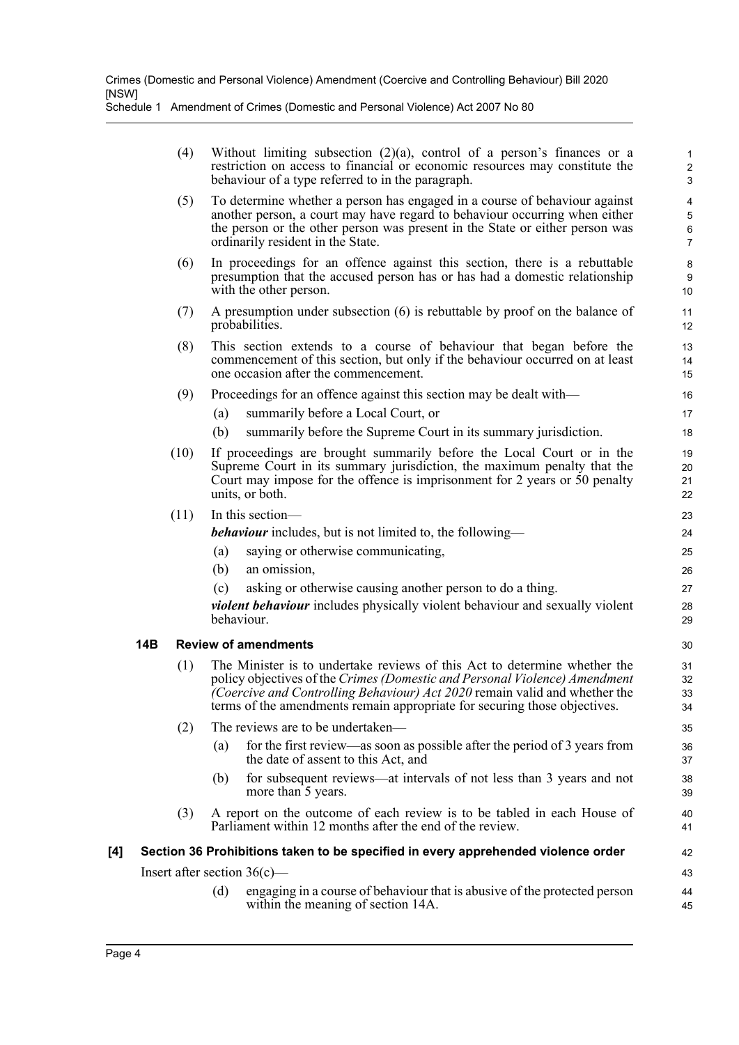(4) Without limiting subsection (2)(a), control of a person's finances or a restriction on access to financial or economic resources may constitute the behaviour of a type referred to in the paragraph.

(5) To determine whether a person has engaged in a course of behaviour against another person, a court may have regard to behaviour occurring when either the person or the other person was present in the State or either person was ordinarily resident in the State.

(6) In proceedings for an offence against this section, there is a rebuttable presumption that the accused person has or has had a domestic relationship with the other person.

(7) A presumption under subsection (6) is rebuttable by proof on the balance of probabilities.

(8) This section extends to a course of behaviour that began before the commencement of this section, but only if the behaviour occurred on at least one occasion after the commencement.

(9) Proceedings for an offence against this section may be dealt with—

- (a) summarily before a Local Court, or
- (b) summarily before the Supreme Court in its summary jurisdiction.

(10) If proceedings are brought summarily before the Local Court or in the Supreme Court in its summary jurisdiction, the maximum penalty that the Court may impose for the offence is imprisonment for 2 years or 50 penalty units, or both.

(11) In this section—

***behaviour*** includes, but is not limited to, the following—

- (a) saying or otherwise communicating,
- (b) an omission,
- (c) asking or otherwise causing another person to do a thing.

***violent behaviour*** includes physically violent behaviour and sexually violent behaviour.

### 14B Review of amendments

(1) The Minister is to undertake reviews of this Act to determine whether the policy objectives of the *Crimes (Domestic and Personal Violence) Amendment (Coercive and Controlling Behaviour) Act 2020* remain valid and whether the terms of the amendments remain appropriate for securing those objectives.

(2) The reviews are to be undertaken—

- (a) for the first review—as soon as possible after the period of 3 years from the date of assent to this Act, and
- (b) for subsequent reviews—at intervals of not less than 3 years and not more than 5 years.

(3) A report on the outcome of each review is to be tabled in each House of Parliament within 12 months after the end of the review.

## [4] Section 36 Prohibitions taken to be specified in every apprehended violence order

Insert after section 36(c)—

- (d) engaging in a course of behaviour that is abusive of the protected person within the meaning of section 14A.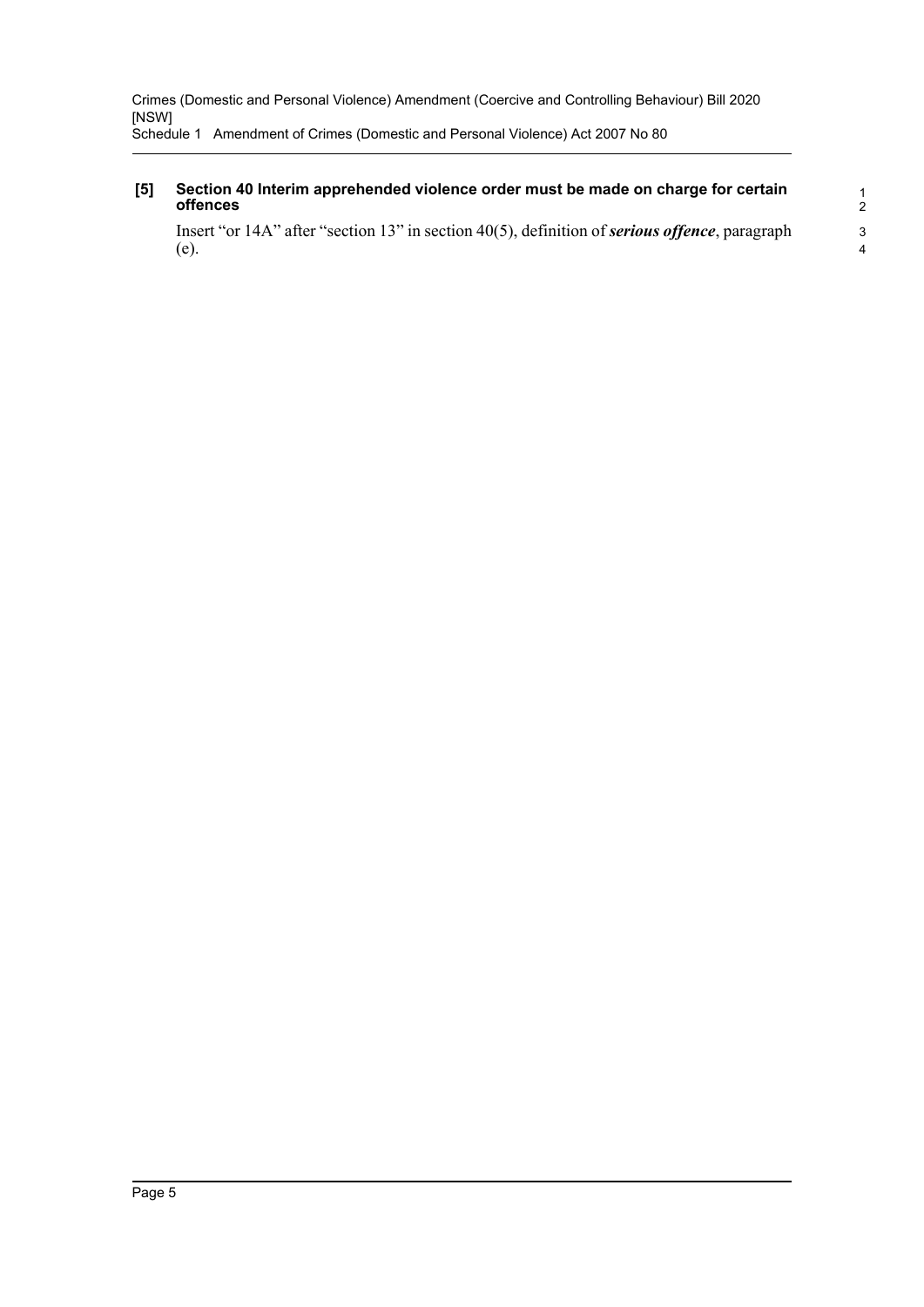**[5] Section 40 Interim apprehended violence order must be made on charge for certain offences**

Insert "or 14A" after "section 13" in section 40(5), definition of ***serious offence***, paragraph (e).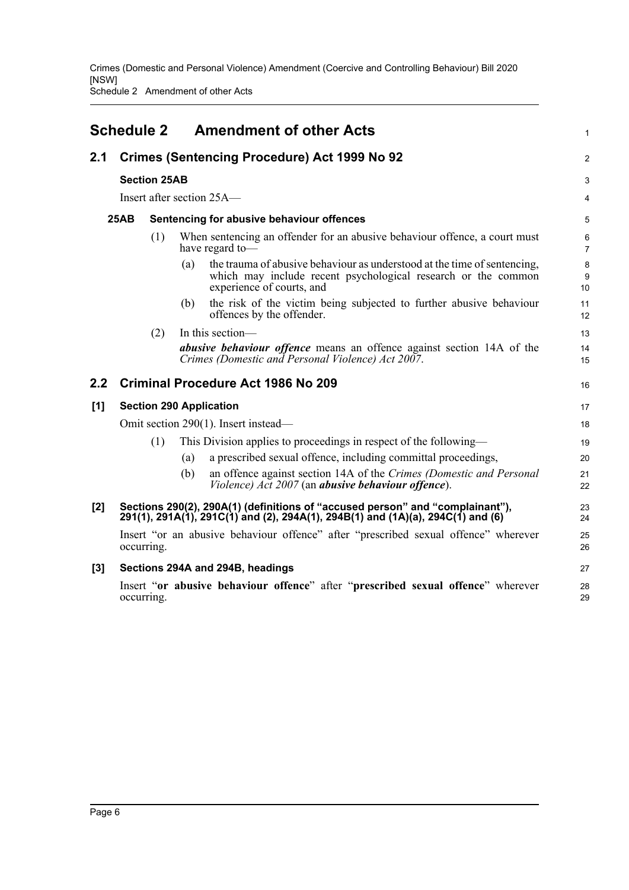# Schedule 2 Amendment of other Acts

## 2.1 Crimes (Sentencing Procedure) Act 1999 No 92

### Section 25AB

Insert after section 25A—

**25AB Sentencing for abusive behaviour offences**

(1) When sentencing an offender for an abusive behaviour offence, a court must have regard to—

(a) the trauma of abusive behaviour as understood at the time of sentencing, which may include recent psychological research or the common experience of courts, and

(b) the risk of the victim being subjected to further abusive behaviour offences by the offender.

(2) In this section—

***abusive behaviour offence*** means an offence against section 14A of the *Crimes (Domestic and Personal Violence) Act 2007*.

## 2.2 Criminal Procedure Act 1986 No 209

### [1] Section 290 Application

Omit section 290(1). Insert instead—

(1) This Division applies to proceedings in respect of the following—

(a) a prescribed sexual offence, including committal proceedings,

(b) an offence against section 14A of the *Crimes (Domestic and Personal Violence) Act 2007* (an ***abusive behaviour offence***).

### [2] Sections 290(2), 290A(1) (definitions of "accused person" and "complainant"), 291(1), 291A(1), 291C(1) and (2), 294A(1), 294B(1) and (1A)(a), 294C(1) and (6)

Insert "or an abusive behaviour offence" after "prescribed sexual offence" wherever occurring.

### [3] Sections 294A and 294B, headings

Insert "**or abusive behaviour offence**" after "**prescribed sexual offence**" wherever occurring.